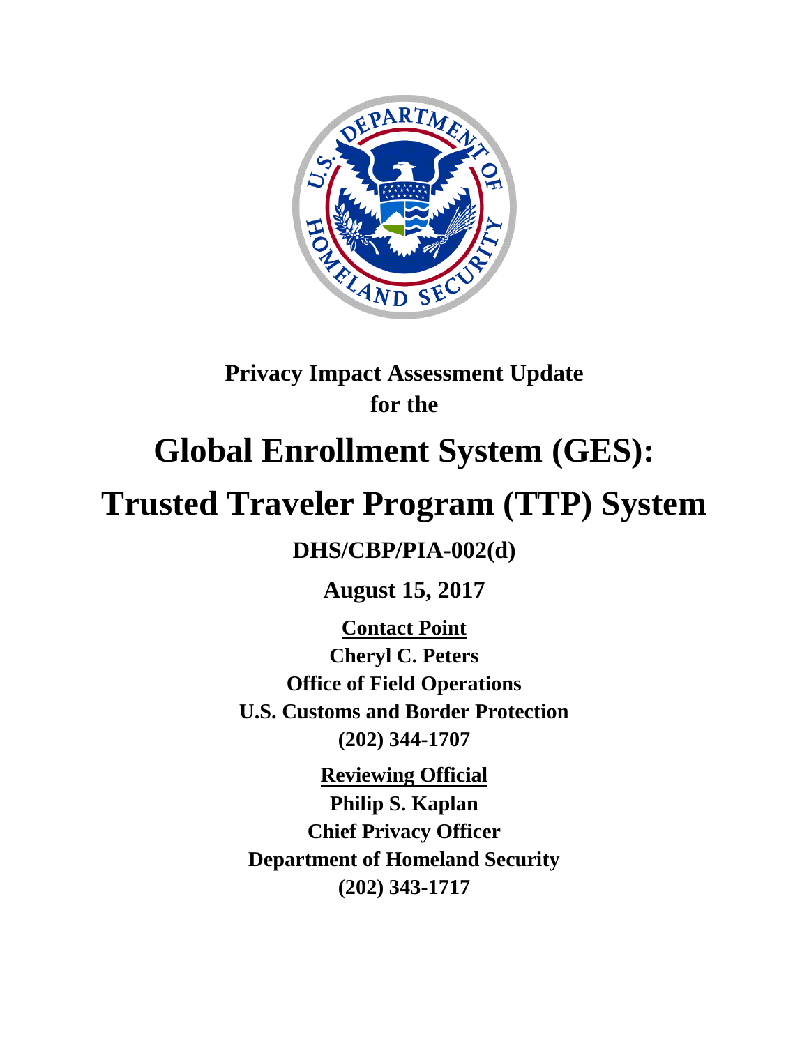**Privacy Impact Assessment Update**
**for the**

# Global Enrollment System (GES):

# Trusted Traveler Program (TTP) System

**DHS/CBP/PIA-002(d)**

**August 15, 2017**

**Contact Point**
**Cheryl C. Peters**
**Office of Field Operations**
**U.S. Customs and Border Protection**
**(202) 344-1707**

**Reviewing Official**
**Philip S. Kaplan**
**Chief Privacy Officer**
**Department of Homeland Security**
**(202) 343-1717**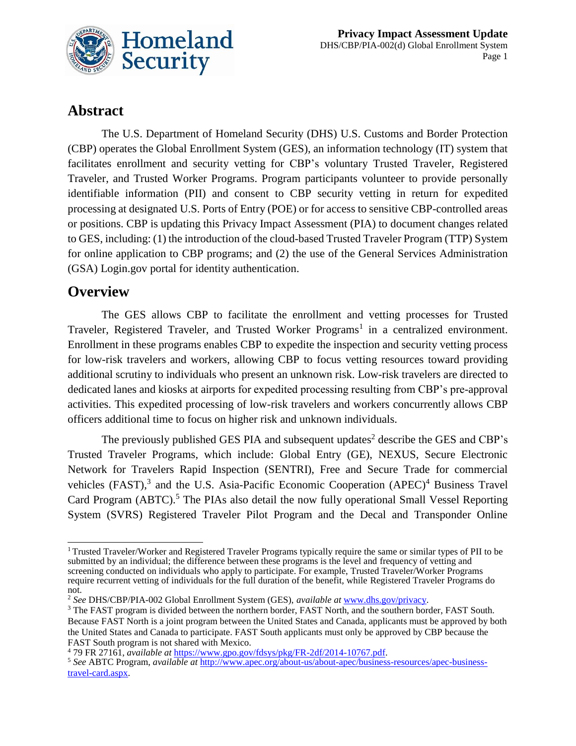## Abstract

The U.S. Department of Homeland Security (DHS) U.S. Customs and Border Protection (CBP) operates the Global Enrollment System (GES), an information technology (IT) system that facilitates enrollment and security vetting for CBP's voluntary Trusted Traveler, Registered Traveler, and Trusted Worker Programs. Program participants volunteer to provide personally identifiable information (PII) and consent to CBP security vetting in return for expedited processing at designated U.S. Ports of Entry (POE) or for access to sensitive CBP-controlled areas or positions. CBP is updating this Privacy Impact Assessment (PIA) to document changes related to GES, including: (1) the introduction of the cloud-based Trusted Traveler Program (TTP) System for online application to CBP programs; and (2) the use of the General Services Administration (GSA) Login.gov portal for identity authentication.

## Overview

The GES allows CBP to facilitate the enrollment and vetting processes for Trusted Traveler, Registered Traveler, and Trusted Worker Programs[1] in a centralized environment. Enrollment in these programs enables CBP to expedite the inspection and security vetting process for low-risk travelers and workers, allowing CBP to focus vetting resources toward providing additional scrutiny to individuals who present an unknown risk. Low-risk travelers are directed to dedicated lanes and kiosks at airports for expedited processing resulting from CBP's pre-approval activities. This expedited processing of low-risk travelers and workers concurrently allows CBP officers additional time to focus on higher risk and unknown individuals.

The previously published GES PIA and subsequent updates[2] describe the GES and CBP's Trusted Traveler Programs, which include: Global Entry (GE), NEXUS, Secure Electronic Network for Travelers Rapid Inspection (SENTRI), Free and Secure Trade for commercial vehicles (FAST),[3] and the U.S. Asia-Pacific Economic Cooperation (APEC)[4] Business Travel Card Program (ABTC).[5] The PIAs also detail the now fully operational Small Vessel Reporting System (SVRS) Registered Traveler Pilot Program and the Decal and Transponder Online

---

[1] Trusted Traveler/Worker and Registered Traveler Programs typically require the same or similar types of PII to be submitted by an individual; the difference between these programs is the level and frequency of vetting and screening conducted on individuals who apply to participate. For example, Trusted Traveler/Worker Programs require recurrent vetting of individuals for the full duration of the benefit, while Registered Traveler Programs do not.

[2] *See* DHS/CBP/PIA-002 Global Enrollment System (GES), *available at* www.dhs.gov/privacy.

[3] The FAST program is divided between the northern border, FAST North, and the southern border, FAST South. Because FAST North is a joint program between the United States and Canada, applicants must be approved by both the United States and Canada to participate. FAST South applicants must only be approved by CBP because the FAST South program is not shared with Mexico.

[4] 79 FR 27161, *available at* https://www.gpo.gov/fdsys/pkg/FR-2df/2014-10767.pdf.

[5] *See* ABTC Program, *available at* http://www.apec.org/about-us/about-apec/business-resources/apec-business-travel-card.aspx.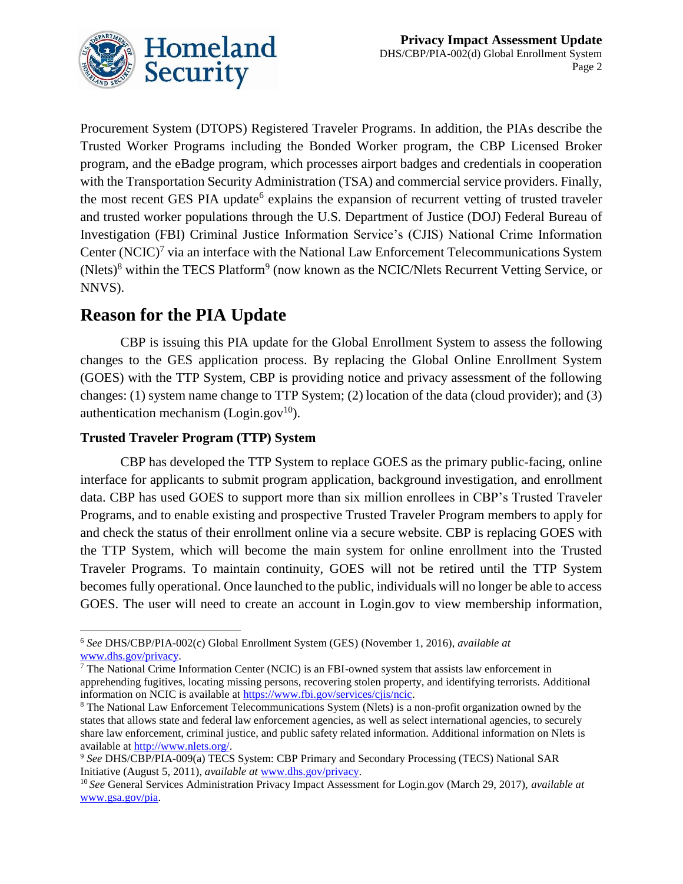Procurement System (DTOPS) Registered Traveler Programs. In addition, the PIAs describe the Trusted Worker Programs including the Bonded Worker program, the CBP Licensed Broker program, and the eBadge program, which processes airport badges and credentials in cooperation with the Transportation Security Administration (TSA) and commercial service providers. Finally, the most recent GES PIA update[6] explains the expansion of recurrent vetting of trusted traveler and trusted worker populations through the U.S. Department of Justice (DOJ) Federal Bureau of Investigation (FBI) Criminal Justice Information Service's (CJIS) National Crime Information Center (NCIC)[7] via an interface with the National Law Enforcement Telecommunications System (Nlets)[8] within the TECS Platform[9] (now known as the NCIC/Nlets Recurrent Vetting Service, or NNVS).

## Reason for the PIA Update

CBP is issuing this PIA update for the Global Enrollment System to assess the following changes to the GES application process. By replacing the Global Online Enrollment System (GOES) with the TTP System, CBP is providing notice and privacy assessment of the following changes: (1) system name change to TTP System; (2) location of the data (cloud provider); and (3) authentication mechanism (Login.gov[10]).

### Trusted Traveler Program (TTP) System

CBP has developed the TTP System to replace GOES as the primary public-facing, online interface for applicants to submit program application, background investigation, and enrollment data. CBP has used GOES to support more than six million enrollees in CBP's Trusted Traveler Programs, and to enable existing and prospective Trusted Traveler Program members to apply for and check the status of their enrollment online via a secure website. CBP is replacing GOES with the TTP System, which will become the main system for online enrollment into the Trusted Traveler Programs. To maintain continuity, GOES will not be retired until the TTP System becomes fully operational. Once launched to the public, individuals will no longer be able to access GOES. The user will need to create an account in Login.gov to view membership information,

---

[6] *See* DHS/CBP/PIA-002(c) Global Enrollment System (GES) (November 1, 2016), *available at* www.dhs.gov/privacy.

[7] The National Crime Information Center (NCIC) is an FBI-owned system that assists law enforcement in apprehending fugitives, locating missing persons, recovering stolen property, and identifying terrorists. Additional information on NCIC is available at https://www.fbi.gov/services/cjis/ncic.

[8] The National Law Enforcement Telecommunications System (Nlets) is a non-profit organization owned by the states that allows state and federal law enforcement agencies, as well as select international agencies, to securely share law enforcement, criminal justice, and public safety related information. Additional information on Nlets is available at http://www.nlets.org/.

[9] *See* DHS/CBP/PIA-009(a) TECS System: CBP Primary and Secondary Processing (TECS) National SAR Initiative (August 5, 2011), *available at* www.dhs.gov/privacy.

[10] *See* General Services Administration Privacy Impact Assessment for Login.gov (March 29, 2017), *available at* www.gsa.gov/pia.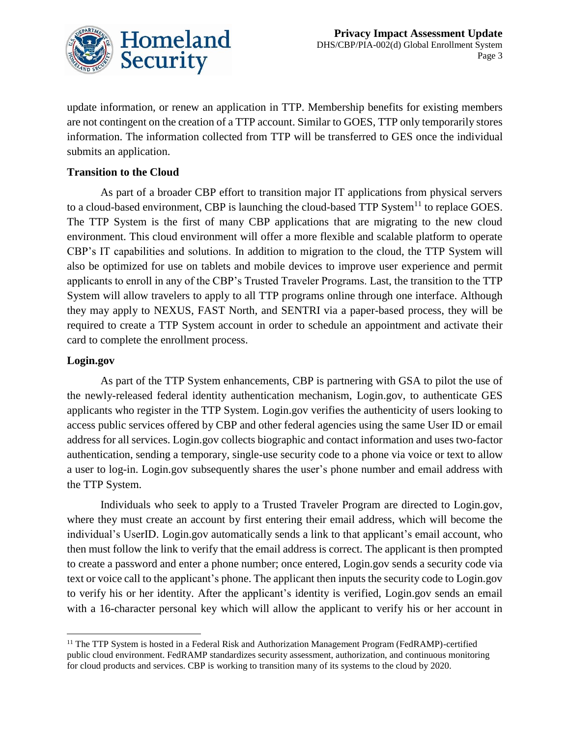update information, or renew an application in TTP. Membership benefits for existing members are not contingent on the creation of a TTP account. Similar to GOES, TTP only temporarily stores information. The information collected from TTP will be transferred to GES once the individual submits an application.

**Transition to the Cloud**

As part of a broader CBP effort to transition major IT applications from physical servers to a cloud-based environment, CBP is launching the cloud-based TTP System[11] to replace GOES. The TTP System is the first of many CBP applications that are migrating to the new cloud environment. This cloud environment will offer a more flexible and scalable platform to operate CBP's IT capabilities and solutions. In addition to migration to the cloud, the TTP System will also be optimized for use on tablets and mobile devices to improve user experience and permit applicants to enroll in any of the CBP's Trusted Traveler Programs. Last, the transition to the TTP System will allow travelers to apply to all TTP programs online through one interface. Although they may apply to NEXUS, FAST North, and SENTRI via a paper-based process, they will be required to create a TTP System account in order to schedule an appointment and activate their card to complete the enrollment process.

**Login.gov**

As part of the TTP System enhancements, CBP is partnering with GSA to pilot the use of the newly-released federal identity authentication mechanism, Login.gov, to authenticate GES applicants who register in the TTP System. Login.gov verifies the authenticity of users looking to access public services offered by CBP and other federal agencies using the same User ID or email address for all services. Login.gov collects biographic and contact information and uses two-factor authentication, sending a temporary, single-use security code to a phone via voice or text to allow a user to log-in. Login.gov subsequently shares the user's phone number and email address with the TTP System.

Individuals who seek to apply to a Trusted Traveler Program are directed to Login.gov, where they must create an account by first entering their email address, which will become the individual's UserID. Login.gov automatically sends a link to that applicant's email account, who then must follow the link to verify that the email address is correct. The applicant is then prompted to create a password and enter a phone number; once entered, Login.gov sends a security code via text or voice call to the applicant's phone. The applicant then inputs the security code to Login.gov to verify his or her identity. After the applicant's identity is verified, Login.gov sends an email with a 16-character personal key which will allow the applicant to verify his or her account in

[11] The TTP System is hosted in a Federal Risk and Authorization Management Program (FedRAMP)-certified public cloud environment. FedRAMP standardizes security assessment, authorization, and continuous monitoring for cloud products and services. CBP is working to transition many of its systems to the cloud by 2020.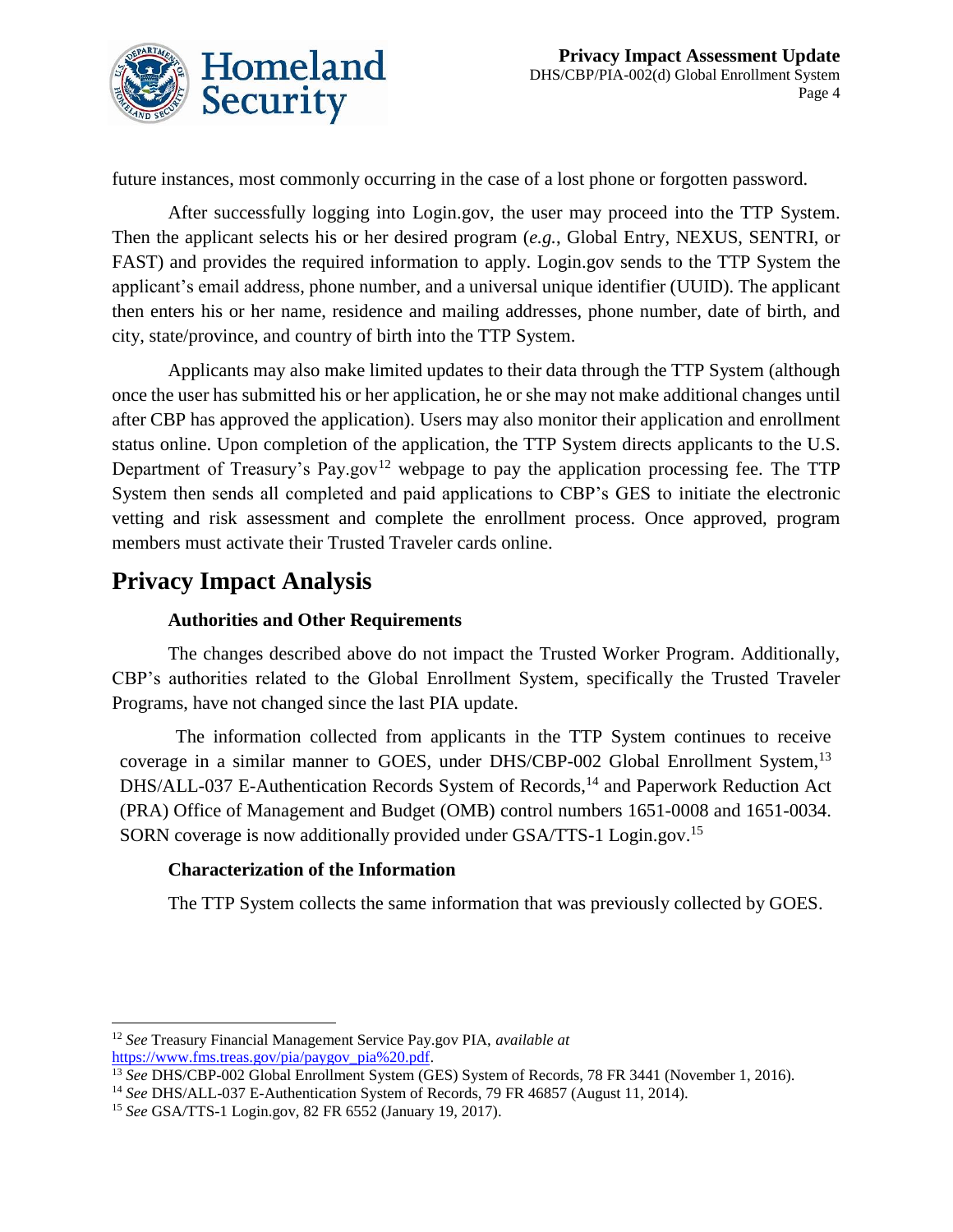future instances, most commonly occurring in the case of a lost phone or forgotten password.

After successfully logging into Login.gov, the user may proceed into the TTP System. Then the applicant selects his or her desired program (*e.g.*, Global Entry, NEXUS, SENTRI, or FAST) and provides the required information to apply. Login.gov sends to the TTP System the applicant's email address, phone number, and a universal unique identifier (UUID). The applicant then enters his or her name, residence and mailing addresses, phone number, date of birth, and city, state/province, and country of birth into the TTP System.

Applicants may also make limited updates to their data through the TTP System (although once the user has submitted his or her application, he or she may not make additional changes until after CBP has approved the application). Users may also monitor their application and enrollment status online. Upon completion of the application, the TTP System directs applicants to the U.S. Department of Treasury's Pay.gov[12] webpage to pay the application processing fee. The TTP System then sends all completed and paid applications to CBP's GES to initiate the electronic vetting and risk assessment and complete the enrollment process. Once approved, program members must activate their Trusted Traveler cards online.

## Privacy Impact Analysis

### Authorities and Other Requirements

The changes described above do not impact the Trusted Worker Program. Additionally, CBP's authorities related to the Global Enrollment System, specifically the Trusted Traveler Programs, have not changed since the last PIA update.

The information collected from applicants in the TTP System continues to receive coverage in a similar manner to GOES, under DHS/CBP-002 Global Enrollment System,[13] DHS/ALL-037 E-Authentication Records System of Records,[14] and Paperwork Reduction Act (PRA) Office of Management and Budget (OMB) control numbers 1651-0008 and 1651-0034. SORN coverage is now additionally provided under GSA/TTS-1 Login.gov.[15]

### Characterization of the Information

The TTP System collects the same information that was previously collected by GOES.

---

[12] *See* Treasury Financial Management Service Pay.gov PIA, *available at* https://www.fms.treas.gov/pia/paygov_pia%20.pdf.

[13] *See* DHS/CBP-002 Global Enrollment System (GES) System of Records, 78 FR 3441 (November 1, 2016).

[14] *See* DHS/ALL-037 E-Authentication System of Records, 79 FR 46857 (August 11, 2014).

[15] *See* GSA/TTS-1 Login.gov, 82 FR 6552 (January 19, 2017).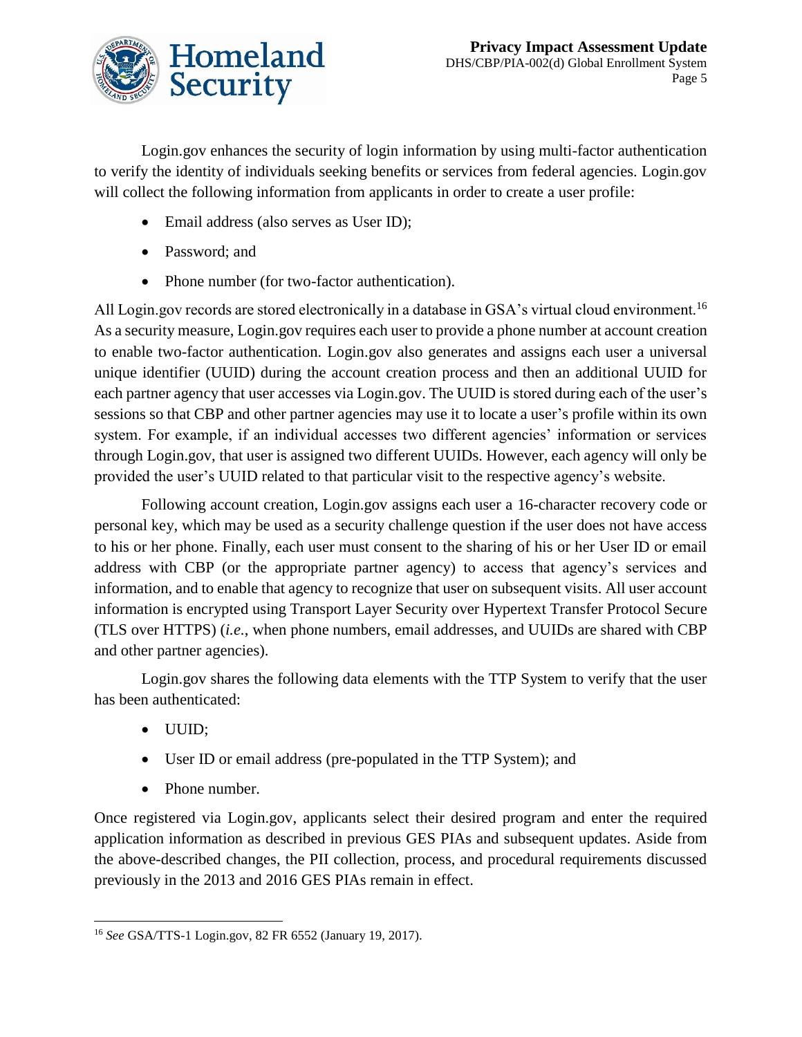Login.gov enhances the security of login information by using multi-factor authentication to verify the identity of individuals seeking benefits or services from federal agencies. Login.gov will collect the following information from applicants in order to create a user profile:

- Email address (also serves as User ID);
- Password; and
- Phone number (for two-factor authentication).

All Login.gov records are stored electronically in a database in GSA's virtual cloud environment.[16] As a security measure, Login.gov requires each user to provide a phone number at account creation to enable two-factor authentication. Login.gov also generates and assigns each user a universal unique identifier (UUID) during the account creation process and then an additional UUID for each partner agency that user accesses via Login.gov. The UUID is stored during each of the user's sessions so that CBP and other partner agencies may use it to locate a user's profile within its own system. For example, if an individual accesses two different agencies' information or services through Login.gov, that user is assigned two different UUIDs. However, each agency will only be provided the user's UUID related to that particular visit to the respective agency's website.

Following account creation, Login.gov assigns each user a 16-character recovery code or personal key, which may be used as a security challenge question if the user does not have access to his or her phone. Finally, each user must consent to the sharing of his or her User ID or email address with CBP (or the appropriate partner agency) to access that agency's services and information, and to enable that agency to recognize that user on subsequent visits. All user account information is encrypted using Transport Layer Security over Hypertext Transfer Protocol Secure (TLS over HTTPS) (*i.e.*, when phone numbers, email addresses, and UUIDs are shared with CBP and other partner agencies).

Login.gov shares the following data elements with the TTP System to verify that the user has been authenticated:

- UUID;
- User ID or email address (pre-populated in the TTP System); and
- Phone number.

Once registered via Login.gov, applicants select their desired program and enter the required application information as described in previous GES PIAs and subsequent updates. Aside from the above-described changes, the PII collection, process, and procedural requirements discussed previously in the 2013 and 2016 GES PIAs remain in effect.

---

[16] *See* GSA/TTS-1 Login.gov, 82 FR 6552 (January 19, 2017).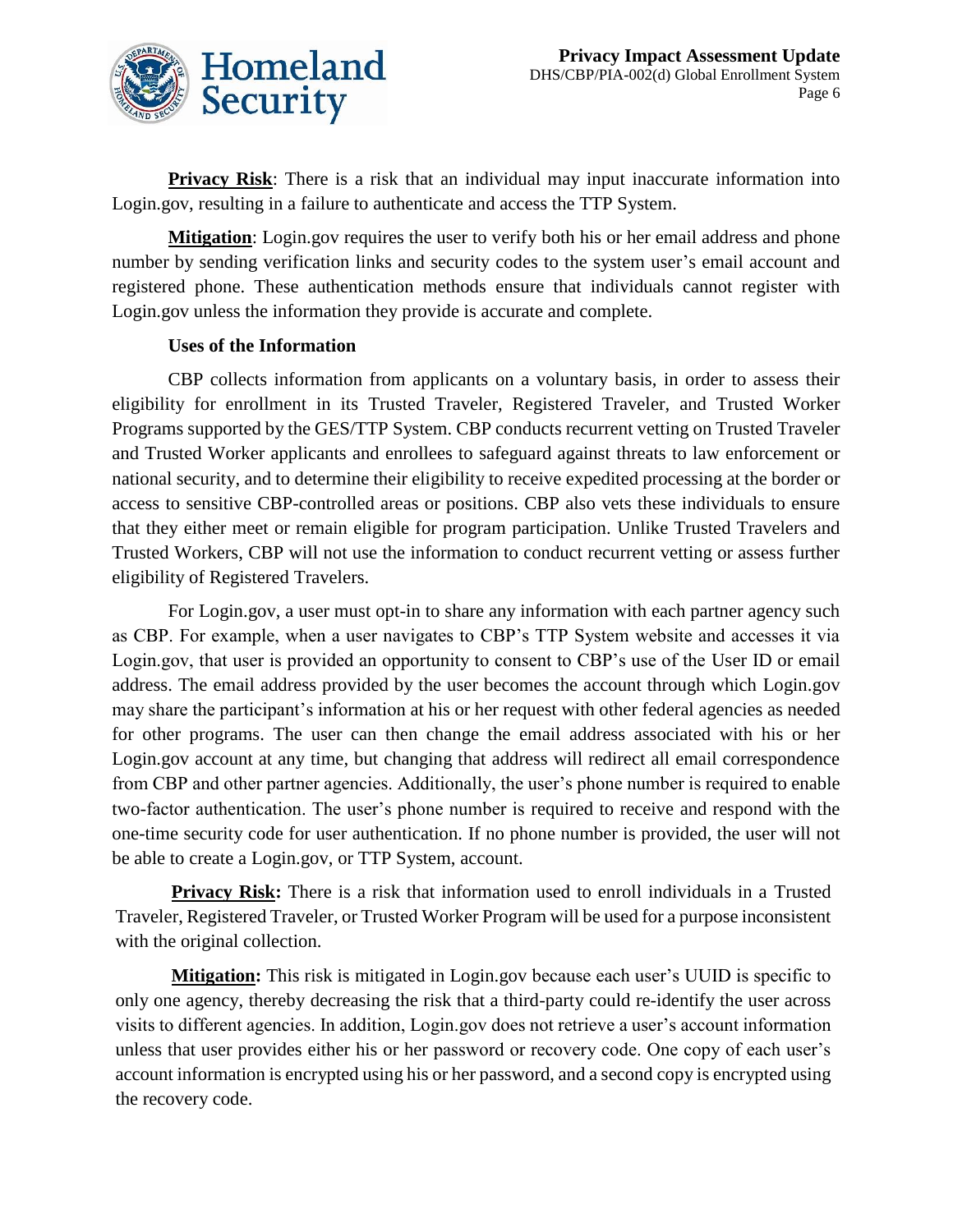**Privacy Risk**: There is a risk that an individual may input inaccurate information into Login.gov, resulting in a failure to authenticate and access the TTP System.

**Mitigation**: Login.gov requires the user to verify both his or her email address and phone number by sending verification links and security codes to the system user's email account and registered phone. These authentication methods ensure that individuals cannot register with Login.gov unless the information they provide is accurate and complete.

**Uses of the Information**

CBP collects information from applicants on a voluntary basis, in order to assess their eligibility for enrollment in its Trusted Traveler, Registered Traveler, and Trusted Worker Programs supported by the GES/TTP System. CBP conducts recurrent vetting on Trusted Traveler and Trusted Worker applicants and enrollees to safeguard against threats to law enforcement or national security, and to determine their eligibility to receive expedited processing at the border or access to sensitive CBP-controlled areas or positions. CBP also vets these individuals to ensure that they either meet or remain eligible for program participation. Unlike Trusted Travelers and Trusted Workers, CBP will not use the information to conduct recurrent vetting or assess further eligibility of Registered Travelers.

For Login.gov, a user must opt-in to share any information with each partner agency such as CBP. For example, when a user navigates to CBP's TTP System website and accesses it via Login.gov, that user is provided an opportunity to consent to CBP's use of the User ID or email address. The email address provided by the user becomes the account through which Login.gov may share the participant's information at his or her request with other federal agencies as needed for other programs. The user can then change the email address associated with his or her Login.gov account at any time, but changing that address will redirect all email correspondence from CBP and other partner agencies. Additionally, the user's phone number is required to enable two-factor authentication. The user's phone number is required to receive and respond with the one-time security code for user authentication. If no phone number is provided, the user will not be able to create a Login.gov, or TTP System, account.

**Privacy Risk:** There is a risk that information used to enroll individuals in a Trusted Traveler, Registered Traveler, or Trusted Worker Program will be used for a purpose inconsistent with the original collection.

**Mitigation:** This risk is mitigated in Login.gov because each user's UUID is specific to only one agency, thereby decreasing the risk that a third-party could re-identify the user across visits to different agencies. In addition, Login.gov does not retrieve a user's account information unless that user provides either his or her password or recovery code. One copy of each user's account information is encrypted using his or her password, and a second copy is encrypted using the recovery code.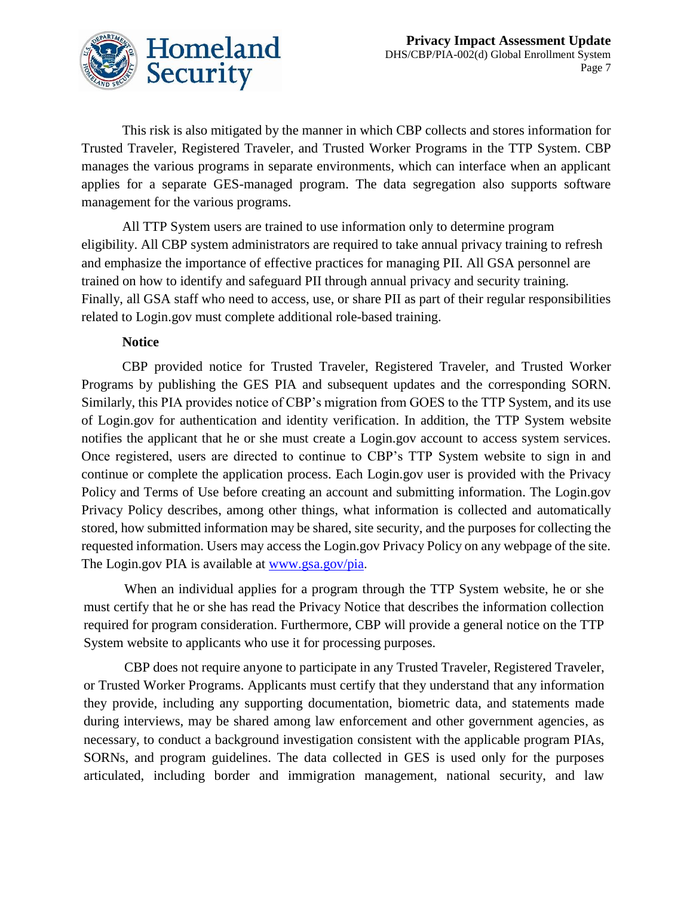This risk is also mitigated by the manner in which CBP collects and stores information for Trusted Traveler, Registered Traveler, and Trusted Worker Programs in the TTP System. CBP manages the various programs in separate environments, which can interface when an applicant applies for a separate GES-managed program. The data segregation also supports software management for the various programs.

All TTP System users are trained to use information only to determine program eligibility. All CBP system administrators are required to take annual privacy training to refresh and emphasize the importance of effective practices for managing PII. All GSA personnel are trained on how to identify and safeguard PII through annual privacy and security training. Finally, all GSA staff who need to access, use, or share PII as part of their regular responsibilities related to Login.gov must complete additional role-based training.

**Notice**

CBP provided notice for Trusted Traveler, Registered Traveler, and Trusted Worker Programs by publishing the GES PIA and subsequent updates and the corresponding SORN. Similarly, this PIA provides notice of CBP's migration from GOES to the TTP System, and its use of Login.gov for authentication and identity verification. In addition, the TTP System website notifies the applicant that he or she must create a Login.gov account to access system services. Once registered, users are directed to continue to CBP's TTP System website to sign in and continue or complete the application process. Each Login.gov user is provided with the Privacy Policy and Terms of Use before creating an account and submitting information. The Login.gov Privacy Policy describes, among other things, what information is collected and automatically stored, how submitted information may be shared, site security, and the purposes for collecting the requested information. Users may access the Login.gov Privacy Policy on any webpage of the site. The Login.gov PIA is available at [www.gsa.gov/pia](http://www.gsa.gov/pia).

When an individual applies for a program through the TTP System website, he or she must certify that he or she has read the Privacy Notice that describes the information collection required for program consideration. Furthermore, CBP will provide a general notice on the TTP System website to applicants who use it for processing purposes.

CBP does not require anyone to participate in any Trusted Traveler, Registered Traveler, or Trusted Worker Programs. Applicants must certify that they understand that any information they provide, including any supporting documentation, biometric data, and statements made during interviews, may be shared among law enforcement and other government agencies, as necessary, to conduct a background investigation consistent with the applicable program PIAs, SORNs, and program guidelines. The data collected in GES is used only for the purposes articulated, including border and immigration management, national security, and law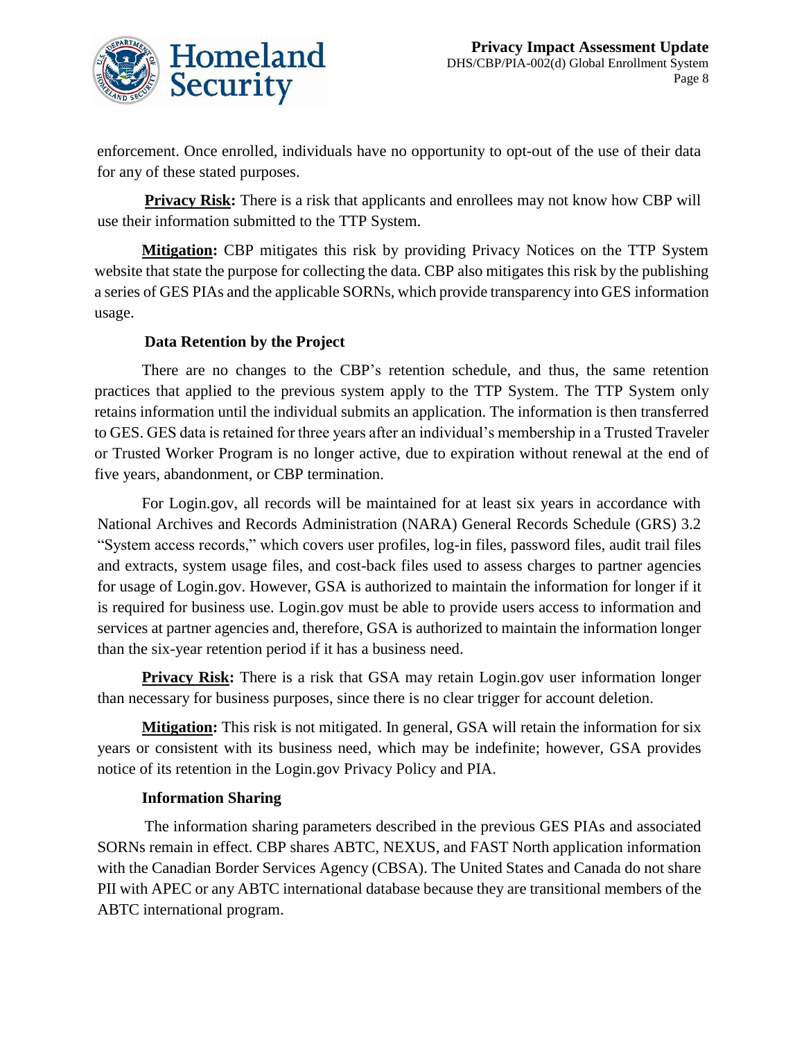enforcement. Once enrolled, individuals have no opportunity to opt-out of the use of their data for any of these stated purposes.

**Privacy Risk:** There is a risk that applicants and enrollees may not know how CBP will use their information submitted to the TTP System.

**Mitigation:** CBP mitigates this risk by providing Privacy Notices on the TTP System website that state the purpose for collecting the data. CBP also mitigates this risk by the publishing a series of GES PIAs and the applicable SORNs, which provide transparency into GES information usage.

**Data Retention by the Project**

There are no changes to the CBP's retention schedule, and thus, the same retention practices that applied to the previous system apply to the TTP System. The TTP System only retains information until the individual submits an application. The information is then transferred to GES. GES data is retained for three years after an individual's membership in a Trusted Traveler or Trusted Worker Program is no longer active, due to expiration without renewal at the end of five years, abandonment, or CBP termination.

For Login.gov, all records will be maintained for at least six years in accordance with National Archives and Records Administration (NARA) General Records Schedule (GRS) 3.2 "System access records," which covers user profiles, log-in files, password files, audit trail files and extracts, system usage files, and cost-back files used to assess charges to partner agencies for usage of Login.gov. However, GSA is authorized to maintain the information for longer if it is required for business use. Login.gov must be able to provide users access to information and services at partner agencies and, therefore, GSA is authorized to maintain the information longer than the six-year retention period if it has a business need.

**Privacy Risk:** There is a risk that GSA may retain Login.gov user information longer than necessary for business purposes, since there is no clear trigger for account deletion.

**Mitigation:** This risk is not mitigated. In general, GSA will retain the information for six years or consistent with its business need, which may be indefinite; however, GSA provides notice of its retention in the Login.gov Privacy Policy and PIA.

**Information Sharing**

The information sharing parameters described in the previous GES PIAs and associated SORNs remain in effect. CBP shares ABTC, NEXUS, and FAST North application information with the Canadian Border Services Agency (CBSA). The United States and Canada do not share PII with APEC or any ABTC international database because they are transitional members of the ABTC international program.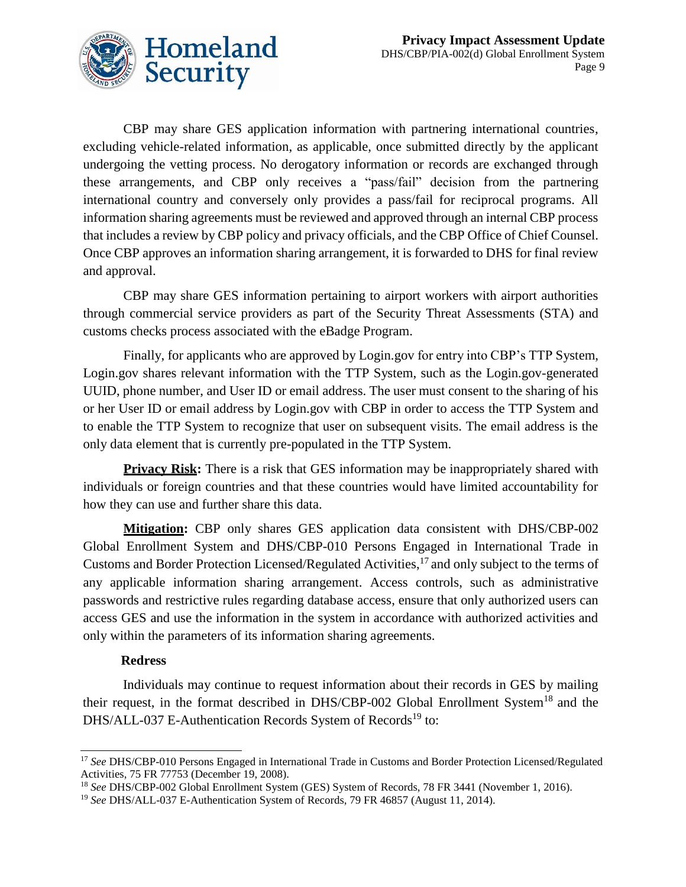CBP may share GES application information with partnering international countries, excluding vehicle-related information, as applicable, once submitted directly by the applicant undergoing the vetting process. No derogatory information or records are exchanged through these arrangements, and CBP only receives a "pass/fail" decision from the partnering international country and conversely only provides a pass/fail for reciprocal programs. All information sharing agreements must be reviewed and approved through an internal CBP process that includes a review by CBP policy and privacy officials, and the CBP Office of Chief Counsel. Once CBP approves an information sharing arrangement, it is forwarded to DHS for final review and approval.

CBP may share GES information pertaining to airport workers with airport authorities through commercial service providers as part of the Security Threat Assessments (STA) and customs checks process associated with the eBadge Program.

Finally, for applicants who are approved by Login.gov for entry into CBP's TTP System, Login.gov shares relevant information with the TTP System, such as the Login.gov-generated UUID, phone number, and User ID or email address. The user must consent to the sharing of his or her User ID or email address by Login.gov with CBP in order to access the TTP System and to enable the TTP System to recognize that user on subsequent visits. The email address is the only data element that is currently pre-populated in the TTP System.

**Privacy Risk:** There is a risk that GES information may be inappropriately shared with individuals or foreign countries and that these countries would have limited accountability for how they can use and further share this data.

**Mitigation:** CBP only shares GES application data consistent with DHS/CBP-002 Global Enrollment System and DHS/CBP-010 Persons Engaged in International Trade in Customs and Border Protection Licensed/Regulated Activities,[17] and only subject to the terms of any applicable information sharing arrangement. Access controls, such as administrative passwords and restrictive rules regarding database access, ensure that only authorized users can access GES and use the information in the system in accordance with authorized activities and only within the parameters of its information sharing agreements.

**Redress**

Individuals may continue to request information about their records in GES by mailing their request, in the format described in DHS/CBP-002 Global Enrollment System[18] and the DHS/ALL-037 E-Authentication Records System of Records[19] to:

---

[17] *See* DHS/CBP-010 Persons Engaged in International Trade in Customs and Border Protection Licensed/Regulated Activities, 75 FR 77753 (December 19, 2008).

[18] *See* DHS/CBP-002 Global Enrollment System (GES) System of Records, 78 FR 3441 (November 1, 2016).

[19] *See* DHS/ALL-037 E-Authentication System of Records, 79 FR 46857 (August 11, 2014).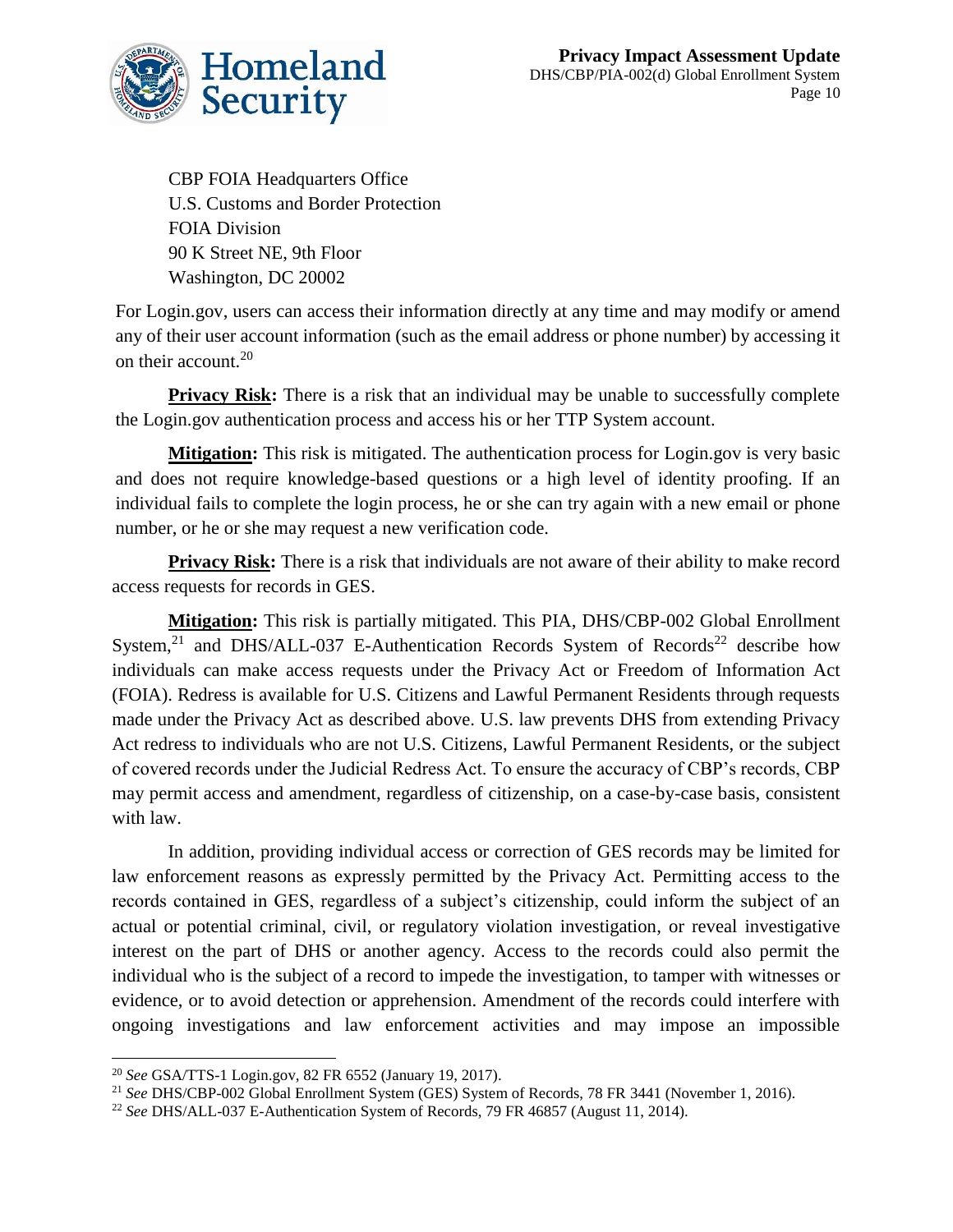CBP FOIA Headquarters Office
U.S. Customs and Border Protection
FOIA Division
90 K Street NE, 9th Floor
Washington, DC 20002

For Login.gov, users can access their information directly at any time and may modify or amend any of their user account information (such as the email address or phone number) by accessing it on their account.[20]

**Privacy Risk:** There is a risk that an individual may be unable to successfully complete the Login.gov authentication process and access his or her TTP System account.

**Mitigation:** This risk is mitigated. The authentication process for Login.gov is very basic and does not require knowledge-based questions or a high level of identity proofing. If an individual fails to complete the login process, he or she can try again with a new email or phone number, or he or she may request a new verification code.

**Privacy Risk:** There is a risk that individuals are not aware of their ability to make record access requests for records in GES.

**Mitigation:** This risk is partially mitigated. This PIA, DHS/CBP-002 Global Enrollment System,[21] and DHS/ALL-037 E-Authentication Records System of Records[22] describe how individuals can make access requests under the Privacy Act or Freedom of Information Act (FOIA). Redress is available for U.S. Citizens and Lawful Permanent Residents through requests made under the Privacy Act as described above. U.S. law prevents DHS from extending Privacy Act redress to individuals who are not U.S. Citizens, Lawful Permanent Residents, or the subject of covered records under the Judicial Redress Act. To ensure the accuracy of CBP's records, CBP may permit access and amendment, regardless of citizenship, on a case-by-case basis, consistent with law.

In addition, providing individual access or correction of GES records may be limited for law enforcement reasons as expressly permitted by the Privacy Act. Permitting access to the records contained in GES, regardless of a subject's citizenship, could inform the subject of an actual or potential criminal, civil, or regulatory violation investigation, or reveal investigative interest on the part of DHS or another agency. Access to the records could also permit the individual who is the subject of a record to impede the investigation, to tamper with witnesses or evidence, or to avoid detection or apprehension. Amendment of the records could interfere with ongoing investigations and law enforcement activities and may impose an impossible

---

[20] *See* GSA/TTS-1 Login.gov, 82 FR 6552 (January 19, 2017).

[21] *See* DHS/CBP-002 Global Enrollment System (GES) System of Records, 78 FR 3441 (November 1, 2016).

[22] *See* DHS/ALL-037 E-Authentication System of Records, 79 FR 46857 (August 11, 2014).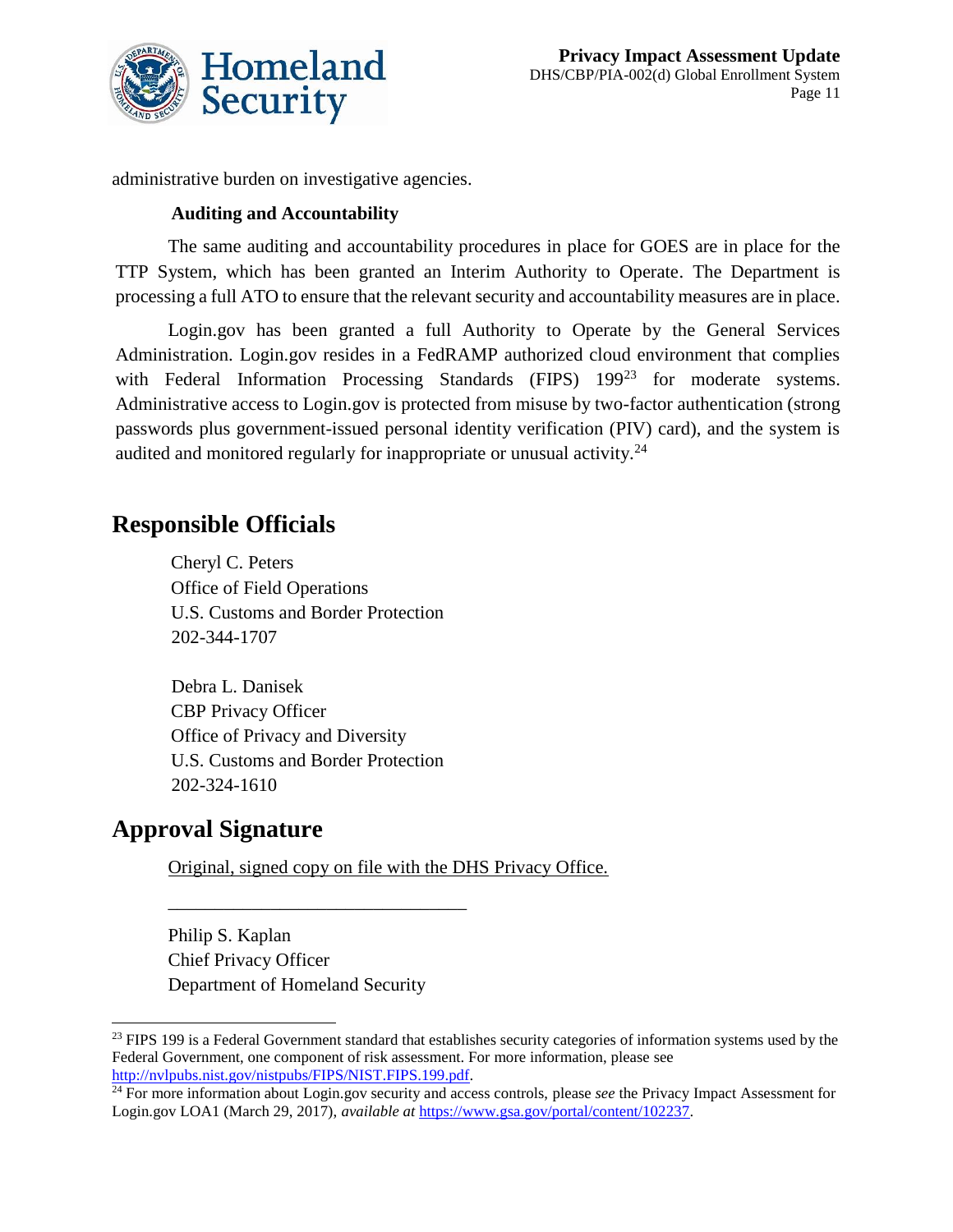administrative burden on investigative agencies.

**Auditing and Accountability**

The same auditing and accountability procedures in place for GOES are in place for the TTP System, which has been granted an Interim Authority to Operate. The Department is processing a full ATO to ensure that the relevant security and accountability measures are in place.

Login.gov has been granted a full Authority to Operate by the General Services Administration. Login.gov resides in a FedRAMP authorized cloud environment that complies with Federal Information Processing Standards (FIPS) 199[23] for moderate systems. Administrative access to Login.gov is protected from misuse by two-factor authentication (strong passwords plus government-issued personal identity verification (PIV) card), and the system is audited and monitored regularly for inappropriate or unusual activity.[24]

## Responsible Officials

Cheryl C. Peters
Office of Field Operations
U.S. Customs and Border Protection
202-344-1707

Debra L. Danisek
CBP Privacy Officer
Office of Privacy and Diversity
U.S. Customs and Border Protection
202-324-1610

## Approval Signature

Original, signed copy on file with the DHS Privacy Office.

________________________________

Philip S. Kaplan
Chief Privacy Officer
Department of Homeland Security

---

[23] FIPS 199 is a Federal Government standard that establishes security categories of information systems used by the Federal Government, one component of risk assessment. For more information, please see http://nvlpubs.nist.gov/nistpubs/FIPS/NIST.FIPS.199.pdf.

[24] For more information about Login.gov security and access controls, please *see* the Privacy Impact Assessment for Login.gov LOA1 (March 29, 2017), *available at* https://www.gsa.gov/portal/content/102237.